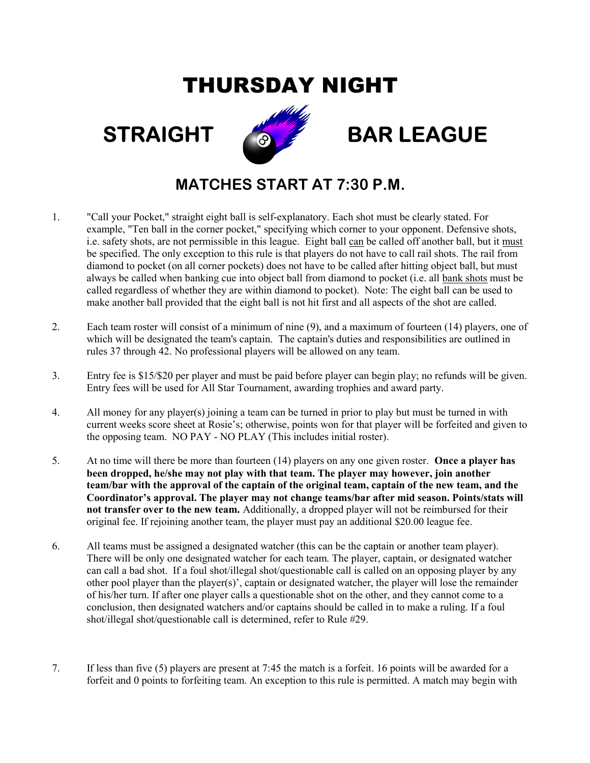# THURSDAY NIGHT

# STRAIGHT BAR LEAGUE

## MATCHES START AT 7:30 P.M.

1. "Call your Pocket," straight eight ball is self-explanatory. Each shot must be clearly stated. For example, "Ten ball in the corner pocket," specifying which corner to your opponent. Defensive shots, i.e. safety shots, are not permissible in this league. Eight ball can be called off another ball, but it must be specified. The only exception to this rule is that players do not have to call rail shots. The rail from diamond to pocket (on all corner pockets) does not have to be called after hitting object ball, but must always be called when banking cue into object ball from diamond to pocket (i.e. all bank shots must be called regardless of whether they are within diamond to pocket). Note: The eight ball can be used to make another ball provided that the eight ball is not hit first and all aspects of the shot are called.

2. Each team roster will consist of a minimum of nine (9), and a maximum of fourteen (14) players, one of which will be designated the team's captain. The captain's duties and responsibilities are outlined in rules 37 through 42. No professional players will be allowed on any team.

3. Entry fee is $15/$20 per player and must be paid before player can begin play; no refunds will be given. Entry fees will be used for All Star Tournament, awarding trophies and award party.

4. All money for any player(s) joining a team can be turned in prior to play but must be turned in with current weeks score sheet at Rosie's; otherwise, points won for that player will be forfeited and given to the opposing team. NO PAY - NO PLAY (This includes initial roster).

5. At no time will there be more than fourteen (14) players on any one given roster. **Once a player has been dropped, he/she may not play with that team. The player may however, join another team/bar with the approval of the captain of the original team, captain of the new team, and the Coordinator's approval. The player may not change teams/bar after mid season. Points/stats will not transfer over to the new team.** Additionally, a dropped player will not be reimbursed for their original fee. If rejoining another team, the player must pay an additional $20.00 league fee.

6. All teams must be assigned a designated watcher (this can be the captain or another team player). There will be only one designated watcher for each team. The player, captain, or designated watcher can call a bad shot. If a foul shot/illegal shot/questionable call is called on an opposing player by any other pool player than the player(s)', captain or designated watcher, the player will lose the remainder of his/her turn. If after one player calls a questionable shot on the other, and they cannot come to a conclusion, then designated watchers and/or captains should be called in to make a ruling. If a foul shot/illegal shot/questionable call is determined, refer to Rule #29.

7. If less than five (5) players are present at 7:45 the match is a forfeit. 16 points will be awarded for a forfeit and 0 points to forfeiting team. An exception to this rule is permitted. A match may begin with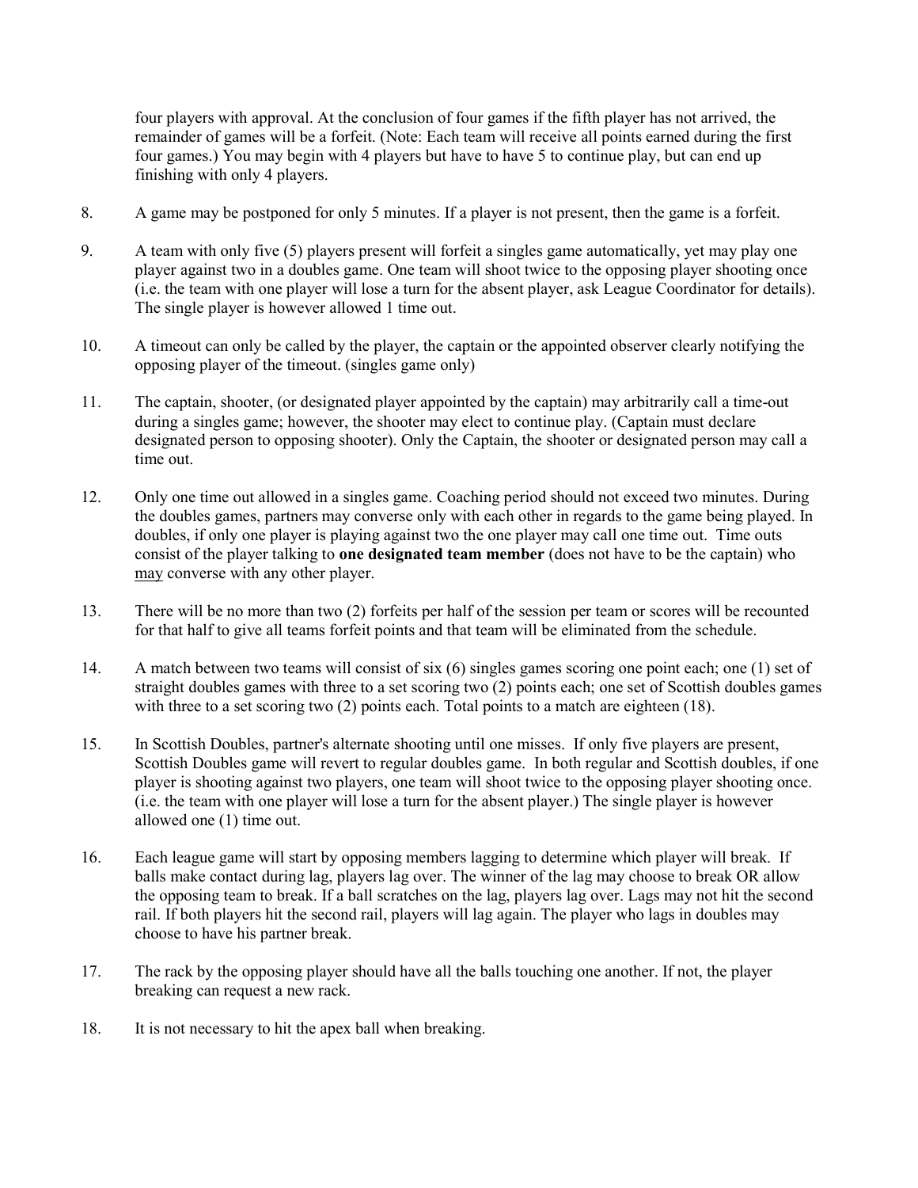four players with approval. At the conclusion of four games if the fifth player has not arrived, the remainder of games will be a forfeit. (Note: Each team will receive all points earned during the first four games.) You may begin with 4 players but have to have 5 to continue play, but can end up finishing with only 4 players.

8. A game may be postponed for only 5 minutes. If a player is not present, then the game is a forfeit.

9. A team with only five (5) players present will forfeit a singles game automatically, yet may play one player against two in a doubles game. One team will shoot twice to the opposing player shooting once (i.e. the team with one player will lose a turn for the absent player, ask League Coordinator for details). The single player is however allowed 1 time out.

10. A timeout can only be called by the player, the captain or the appointed observer clearly notifying the opposing player of the timeout. (singles game only)

11. The captain, shooter, (or designated player appointed by the captain) may arbitrarily call a time-out during a singles game; however, the shooter may elect to continue play. (Captain must declare designated person to opposing shooter). Only the Captain, the shooter or designated person may call a time out.

12. Only one time out allowed in a singles game. Coaching period should not exceed two minutes. During the doubles games, partners may converse only with each other in regards to the game being played. In doubles, if only one player is playing against two the one player may call one time out. Time outs consist of the player talking to **one designated team member** (does not have to be the captain) who <u>may</u> converse with any other player.

13. There will be no more than two (2) forfeits per half of the session per team or scores will be recounted for that half to give all teams forfeit points and that team will be eliminated from the schedule.

14. A match between two teams will consist of six (6) singles games scoring one point each; one (1) set of straight doubles games with three to a set scoring two (2) points each; one set of Scottish doubles games with three to a set scoring two (2) points each. Total points to a match are eighteen (18).

15. In Scottish Doubles, partner's alternate shooting until one misses. If only five players are present, Scottish Doubles game will revert to regular doubles game. In both regular and Scottish doubles, if one player is shooting against two players, one team will shoot twice to the opposing player shooting once. (i.e. the team with one player will lose a turn for the absent player.) The single player is however allowed one (1) time out.

16. Each league game will start by opposing members lagging to determine which player will break. If balls make contact during lag, players lag over. The winner of the lag may choose to break OR allow the opposing team to break. If a ball scratches on the lag, players lag over. Lags may not hit the second rail. If both players hit the second rail, players will lag again. The player who lags in doubles may choose to have his partner break.

17. The rack by the opposing player should have all the balls touching one another. If not, the player breaking can request a new rack.

18. It is not necessary to hit the apex ball when breaking.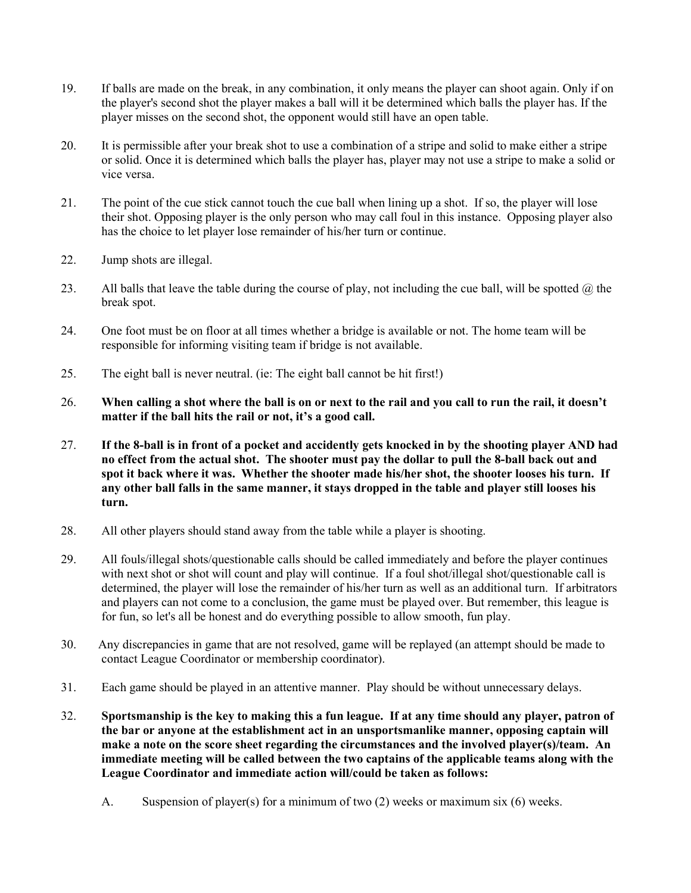19. If balls are made on the break, in any combination, it only means the player can shoot again. Only if on the player's second shot the player makes a ball will it be determined which balls the player has. If the player misses on the second shot, the opponent would still have an open table.

20. It is permissible after your break shot to use a combination of a stripe and solid to make either a stripe or solid. Once it is determined which balls the player has, player may not use a stripe to make a solid or vice versa.

21. The point of the cue stick cannot touch the cue ball when lining up a shot. If so, the player will lose their shot. Opposing player is the only person who may call foul in this instance. Opposing player also has the choice to let player lose remainder of his/her turn or continue.

22. Jump shots are illegal.

23. All balls that leave the table during the course of play, not including the cue ball, will be spotted @ the break spot.

24. One foot must be on floor at all times whether a bridge is available or not. The home team will be responsible for informing visiting team if bridge is not available.

25. The eight ball is never neutral. (ie: The eight ball cannot be hit first!)

26. **When calling a shot where the ball is on or next to the rail and you call to run the rail, it doesn't matter if the ball hits the rail or not, it's a good call.**

27. **If the 8-ball is in front of a pocket and accidently gets knocked in by the shooting player AND had no effect from the actual shot. The shooter must pay the dollar to pull the 8-ball back out and spot it back where it was. Whether the shooter made his/her shot, the shooter looses his turn. If any other ball falls in the same manner, it stays dropped in the table and player still looses his turn.**

28. All other players should stand away from the table while a player is shooting.

29. All fouls/illegal shots/questionable calls should be called immediately and before the player continues with next shot or shot will count and play will continue. If a foul shot/illegal shot/questionable call is determined, the player will lose the remainder of his/her turn as well as an additional turn. If arbitrators and players can not come to a conclusion, the game must be played over. But remember, this league is for fun, so let's all be honest and do everything possible to allow smooth, fun play.

30. Any discrepancies in game that are not resolved, game will be replayed (an attempt should be made to contact League Coordinator or membership coordinator).

31. Each game should be played in an attentive manner. Play should be without unnecessary delays.

32. **Sportsmanship is the key to making this a fun league. If at any time should any player, patron of the bar or anyone at the establishment act in an unsportsmanlike manner, opposing captain will make a note on the score sheet regarding the circumstances and the involved player(s)/team. An immediate meeting will be called between the two captains of the applicable teams along with the League Coordinator and immediate action will/could be taken as follows:**

    A. Suspension of player(s) for a minimum of two (2) weeks or maximum six (6) weeks.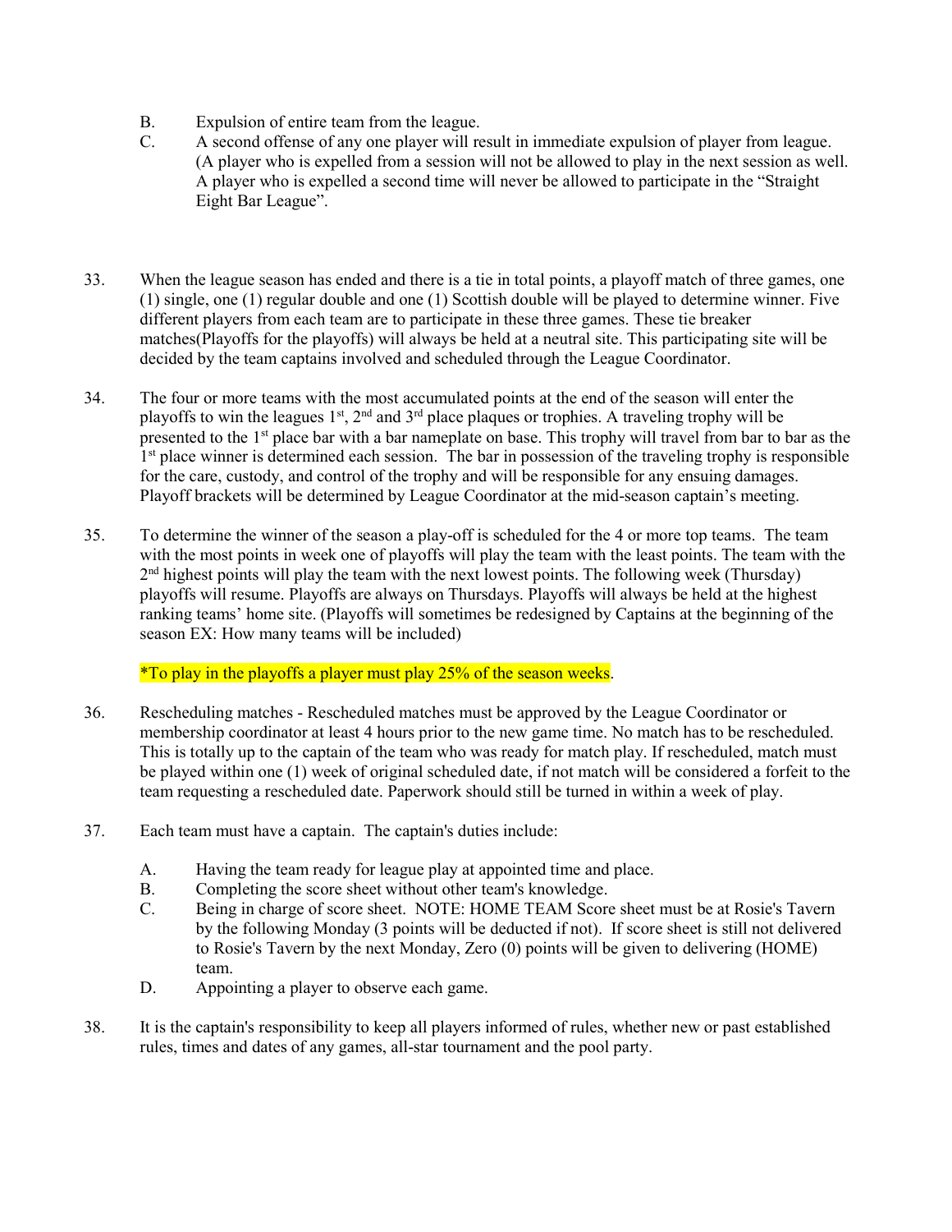B. Expulsion of entire team from the league.

C. A second offense of any one player will result in immediate expulsion of player from league. (A player who is expelled from a session will not be allowed to play in the next session as well. A player who is expelled a second time will never be allowed to participate in the "Straight Eight Bar League".

33. When the league season has ended and there is a tie in total points, a playoff match of three games, one (1) single, one (1) regular double and one (1) Scottish double will be played to determine winner. Five different players from each team are to participate in these three games. These tie breaker matches(Playoffs for the playoffs) will always be held at a neutral site. This participating site will be decided by the team captains involved and scheduled through the League Coordinator.

34. The four or more teams with the most accumulated points at the end of the season will enter the playoffs to win the leagues 1st, 2nd and 3rd place plaques or trophies. A traveling trophy will be presented to the 1st place bar with a bar nameplate on base. This trophy will travel from bar to bar as the 1st place winner is determined each session. The bar in possession of the traveling trophy is responsible for the care, custody, and control of the trophy and will be responsible for any ensuing damages. Playoff brackets will be determined by League Coordinator at the mid-season captain's meeting.

35. To determine the winner of the season a play-off is scheduled for the 4 or more top teams. The team with the most points in week one of playoffs will play the team with the least points. The team with the 2nd highest points will play the team with the next lowest points. The following week (Thursday) playoffs will resume. Playoffs are always on Thursdays. Playoffs will always be held at the highest ranking teams' home site. (Playoffs will sometimes be redesigned by Captains at the beginning of the season EX: How many teams will be included)

   *To play in the playoffs a player must play 25% of the season weeks.

36. Rescheduling matches - Rescheduled matches must be approved by the League Coordinator or membership coordinator at least 4 hours prior to the new game time. No match has to be rescheduled. This is totally up to the captain of the team who was ready for match play. If rescheduled, match must be played within one (1) week of original scheduled date, if not match will be considered a forfeit to the team requesting a rescheduled date. Paperwork should still be turned in within a week of play.

37. Each team must have a captain. The captain's duties include:

   A. Having the team ready for league play at appointed time and place.

   B. Completing the score sheet without other team's knowledge.

   C. Being in charge of score sheet. NOTE: HOME TEAM Score sheet must be at Rosie's Tavern by the following Monday (3 points will be deducted if not). If score sheet is still not delivered to Rosie's Tavern by the next Monday, Zero (0) points will be given to delivering (HOME) team.

   D. Appointing a player to observe each game.

38. It is the captain's responsibility to keep all players informed of rules, whether new or past established rules, times and dates of any games, all-star tournament and the pool party.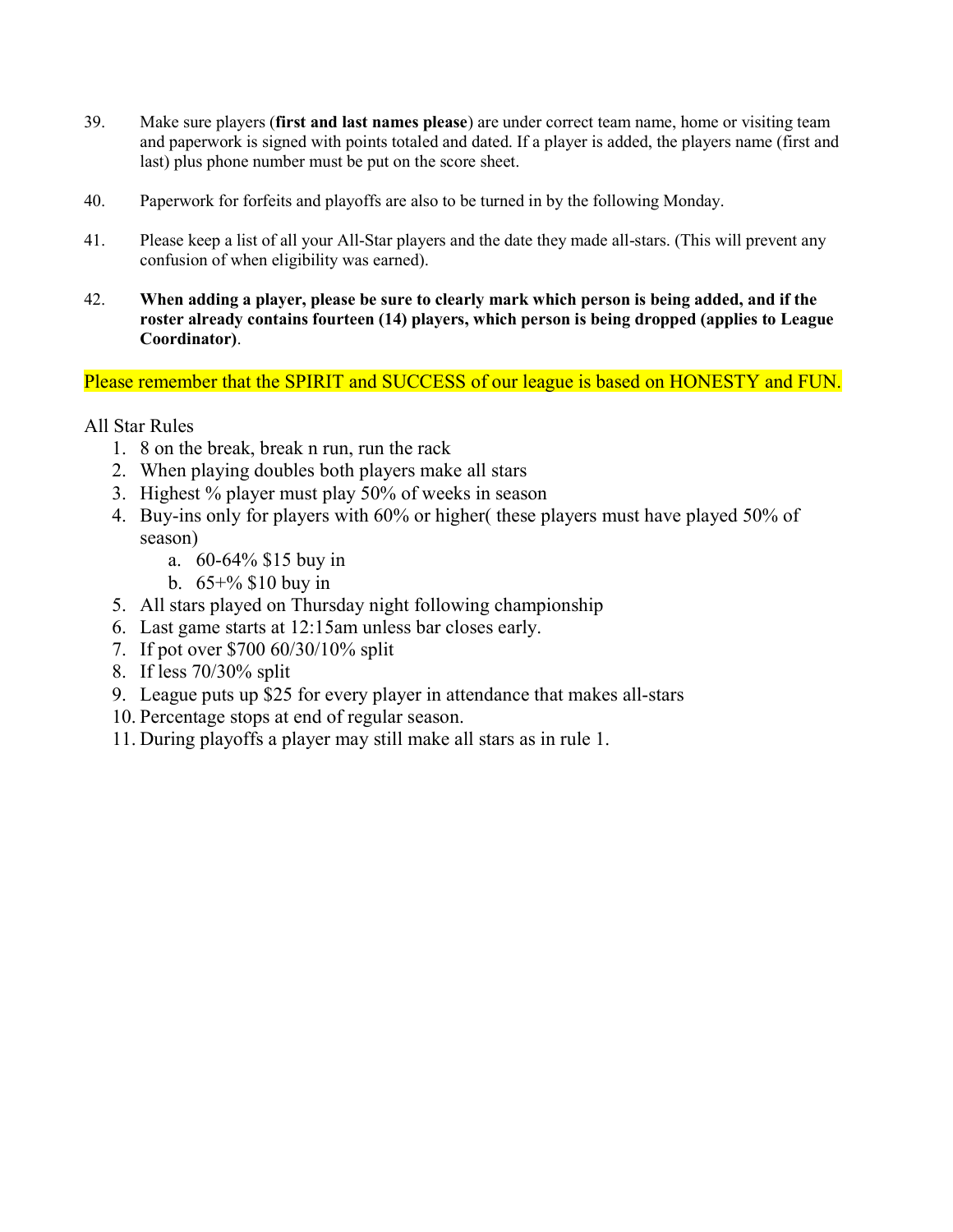39. Make sure players (**first and last names please**) are under correct team name, home or visiting team and paperwork is signed with points totaled and dated. If a player is added, the players name (first and last) plus phone number must be put on the score sheet.

40. Paperwork for forfeits and playoffs are also to be turned in by the following Monday.

41. Please keep a list of all your All-Star players and the date they made all-stars. (This will prevent any confusion of when eligibility was earned).

42. **When adding a player, please be sure to clearly mark which person is being added, and if the roster already contains fourteen (14) players, which person is being dropped (applies to League Coordinator)**.

Please remember that the SPIRIT and SUCCESS of our league is based on HONESTY and FUN.

All Star Rules

1. 8 on the break, break n run, run the rack
2. When playing doubles both players make all stars
3. Highest % player must play 50% of weeks in season
4. Buy-ins only for players with 60% or higher( these players must have played 50% of season)
   a. 60-64% $15 buy in
   b. 65+% $10 buy in
5. All stars played on Thursday night following championship
6. Last game starts at 12:15am unless bar closes early.
7. If pot over $700 60/30/10% split
8. If less 70/30% split
9. League puts up $25 for every player in attendance that makes all-stars
10. Percentage stops at end of regular season.
11. During playoffs a player may still make all stars as in rule 1.